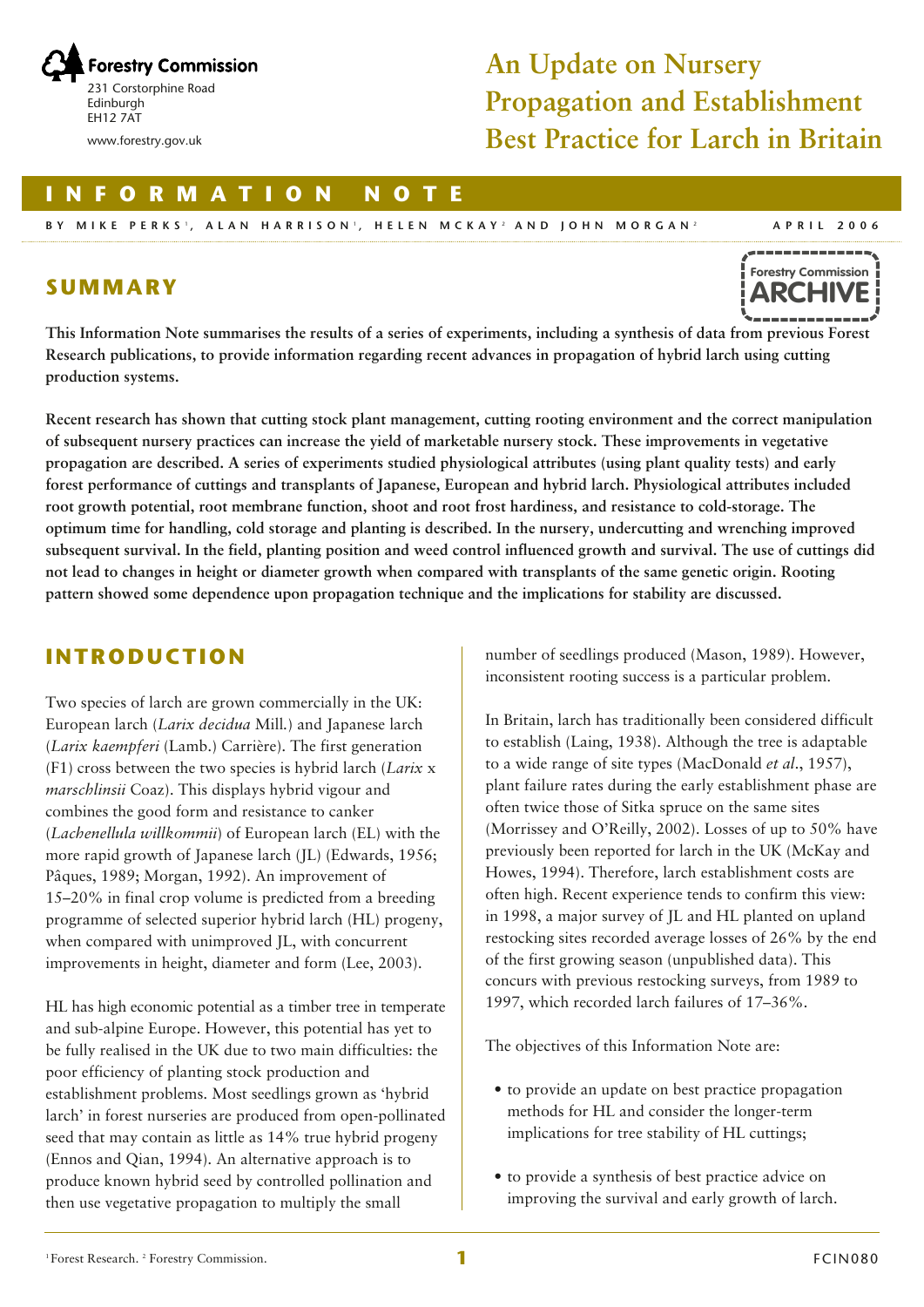Forestry Commission
231 Corstorphine Road
Edinburgh
EH12 7AT
www.forestry.gov.uk

# An Update on Nursery Propagation and Establishment Best Practice for Larch in Britain

INFORMATION NOTE

BY MIKE PERKS[1], ALAN HARRISON[1], HELEN MCKAY[2] AND JOHN MORGAN[2]

APRIL 2006

Forestry Commission ARCHIVE

## SUMMARY

**This Information Note summarises the results of a series of experiments, including a synthesis of data from previous Forest Research publications, to provide information regarding recent advances in propagation of hybrid larch using cutting production systems.**

**Recent research has shown that cutting stock plant management, cutting rooting environment and the correct manipulation of subsequent nursery practices can increase the yield of marketable nursery stock. These improvements in vegetative propagation are described. A series of experiments studied physiological attributes (using plant quality tests) and early forest performance of cuttings and transplants of Japanese, European and hybrid larch. Physiological attributes included root growth potential, root membrane function, shoot and root frost hardiness, and resistance to cold-storage. The optimum time for handling, cold storage and planting is described. In the nursery, undercutting and wrenching improved subsequent survival. In the field, planting position and weed control influenced growth and survival. The use of cuttings did not lead to changes in height or diameter growth when compared with transplants of the same genetic origin. Rooting pattern showed some dependence upon propagation technique and the implications for stability are discussed.**

## INTRODUCTION

Two species of larch are grown commercially in the UK: European larch (*Larix decidua* Mill.) and Japanese larch (*Larix kaempferi* (Lamb.) Carrière). The first generation (F1) cross between the two species is hybrid larch (*Larix* x *marschlinsii* Coaz). This displays hybrid vigour and combines the good form and resistance to canker (*Lachenellula willkommii*) of European larch (EL) with the more rapid growth of Japanese larch (JL) (Edwards, 1956; Pâques, 1989; Morgan, 1992). An improvement of 15–20% in final crop volume is predicted from a breeding programme of selected superior hybrid larch (HL) progeny, when compared with unimproved JL, with concurrent improvements in height, diameter and form (Lee, 2003).

HL has high economic potential as a timber tree in temperate and sub-alpine Europe. However, this potential has yet to be fully realised in the UK due to two main difficulties: the poor efficiency of planting stock production and establishment problems. Most seedlings grown as 'hybrid larch' in forest nurseries are produced from open-pollinated seed that may contain as little as 14% true hybrid progeny (Ennos and Qian, 1994). An alternative approach is to produce known hybrid seed by controlled pollination and then use vegetative propagation to multiply the small number of seedlings produced (Mason, 1989). However, inconsistent rooting success is a particular problem.

In Britain, larch has traditionally been considered difficult to establish (Laing, 1938). Although the tree is adaptable to a wide range of site types (MacDonald *et al*., 1957), plant failure rates during the early establishment phase are often twice those of Sitka spruce on the same sites (Morrissey and O'Reilly, 2002). Losses of up to 50% have previously been reported for larch in the UK (McKay and Howes, 1994). Therefore, larch establishment costs are often high. Recent experience tends to confirm this view: in 1998, a major survey of JL and HL planted on upland restocking sites recorded average losses of 26% by the end of the first growing season (unpublished data). This concurs with previous restocking surveys, from 1989 to 1997, which recorded larch failures of 17–36%.

The objectives of this Information Note are:

- to provide an update on best practice propagation methods for HL and consider the longer-term implications for tree stability of HL cuttings;
- to provide a synthesis of best practice advice on improving the survival and early growth of larch.

[1]Forest Research. [2]Forestry Commission.

FCIN080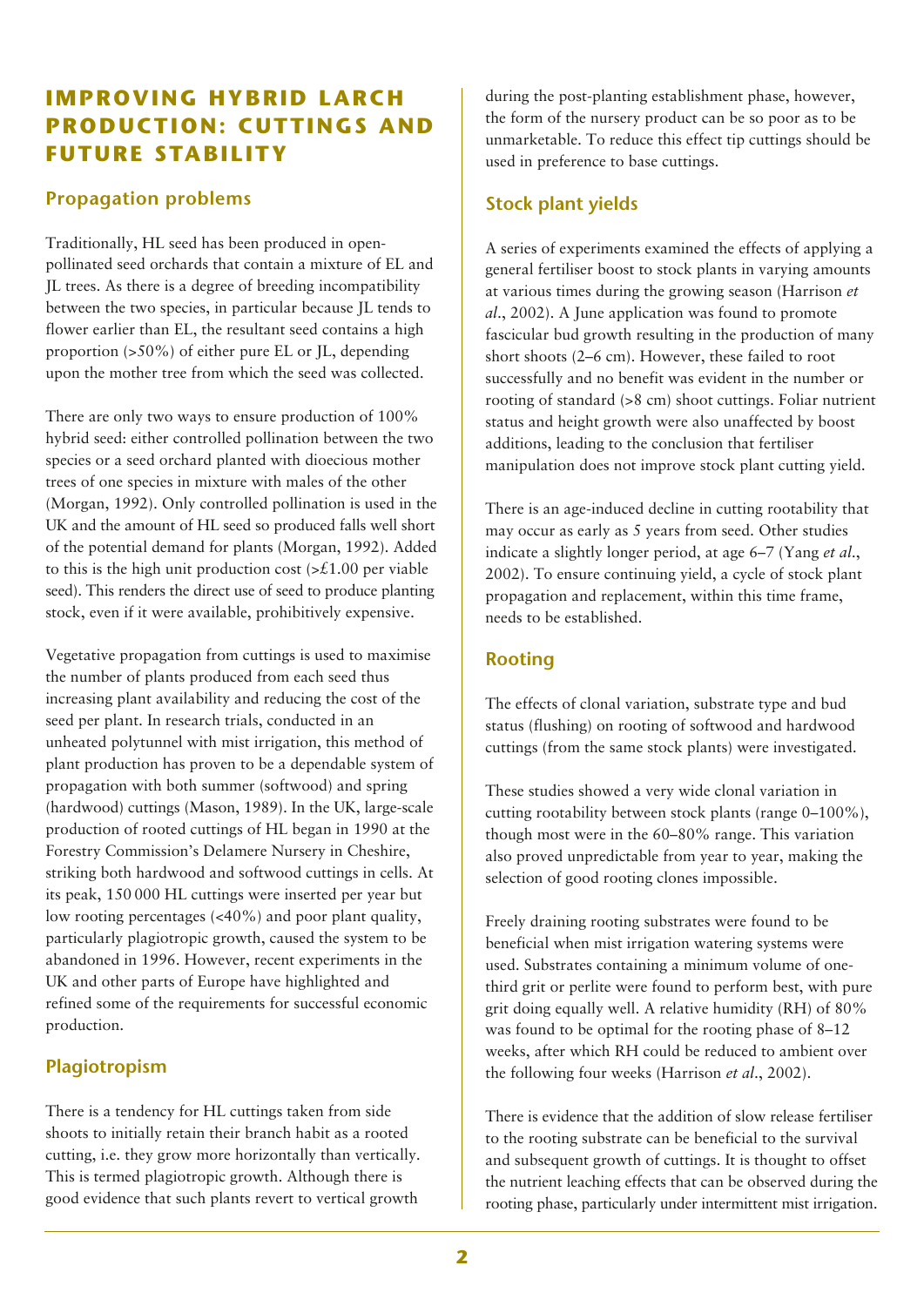# IMPROVING HYBRID LARCH PRODUCTION: CUTTINGS AND FUTURE STABILITY

## Propagation problems

Traditionally, HL seed has been produced in open-pollinated seed orchards that contain a mixture of EL and JL trees. As there is a degree of breeding incompatibility between the two species, in particular because JL tends to flower earlier than EL, the resultant seed contains a high proportion (>50%) of either pure EL or JL, depending upon the mother tree from which the seed was collected.

There are only two ways to ensure production of 100% hybrid seed: either controlled pollination between the two species or a seed orchard planted with dioecious mother trees of one species in mixture with males of the other (Morgan, 1992). Only controlled pollination is used in the UK and the amount of HL seed so produced falls well short of the potential demand for plants (Morgan, 1992). Added to this is the high unit production cost (>£1.00 per viable seed). This renders the direct use of seed to produce planting stock, even if it were available, prohibitively expensive.

Vegetative propagation from cuttings is used to maximise the number of plants produced from each seed thus increasing plant availability and reducing the cost of the seed per plant. In research trials, conducted in an unheated polytunnel with mist irrigation, this method of plant production has proven to be a dependable system of propagation with both summer (softwood) and spring (hardwood) cuttings (Mason, 1989). In the UK, large-scale production of rooted cuttings of HL began in 1990 at the Forestry Commission's Delamere Nursery in Cheshire, striking both hardwood and softwood cuttings in cells. At its peak, 150 000 HL cuttings were inserted per year but low rooting percentages (<40%) and poor plant quality, particularly plagiotropic growth, caused the system to be abandoned in 1996. However, recent experiments in the UK and other parts of Europe have highlighted and refined some of the requirements for successful economic production.

## Plagiotropism

There is a tendency for HL cuttings taken from side shoots to initially retain their branch habit as a rooted cutting, i.e. they grow more horizontally than vertically. This is termed plagiotropic growth. Although there is good evidence that such plants revert to vertical growth during the post-planting establishment phase, however, the form of the nursery product can be so poor as to be unmarketable. To reduce this effect tip cuttings should be used in preference to base cuttings.

## Stock plant yields

A series of experiments examined the effects of applying a general fertiliser boost to stock plants in varying amounts at various times during the growing season (Harrison *et al*., 2002). A June application was found to promote fascicular bud growth resulting in the production of many short shoots (2–6 cm). However, these failed to root successfully and no benefit was evident in the number or rooting of standard (>8 cm) shoot cuttings. Foliar nutrient status and height growth were also unaffected by boost additions, leading to the conclusion that fertiliser manipulation does not improve stock plant cutting yield.

There is an age-induced decline in cutting rootability that may occur as early as 5 years from seed. Other studies indicate a slightly longer period, at age 6–7 (Yang *et al*., 2002). To ensure continuing yield, a cycle of stock plant propagation and replacement, within this time frame, needs to be established.

## Rooting

The effects of clonal variation, substrate type and bud status (flushing) on rooting of softwood and hardwood cuttings (from the same stock plants) were investigated.

These studies showed a very wide clonal variation in cutting rootability between stock plants (range 0–100%), though most were in the 60–80% range. This variation also proved unpredictable from year to year, making the selection of good rooting clones impossible.

Freely draining rooting substrates were found to be beneficial when mist irrigation watering systems were used. Substrates containing a minimum volume of one-third grit or perlite were found to perform best, with pure grit doing equally well. A relative humidity (RH) of 80% was found to be optimal for the rooting phase of 8–12 weeks, after which RH could be reduced to ambient over the following four weeks (Harrison *et al*., 2002).

There is evidence that the addition of slow release fertiliser to the rooting substrate can be beneficial to the survival and subsequent growth of cuttings. It is thought to offset the nutrient leaching effects that can be observed during the rooting phase, particularly under intermittent mist irrigation.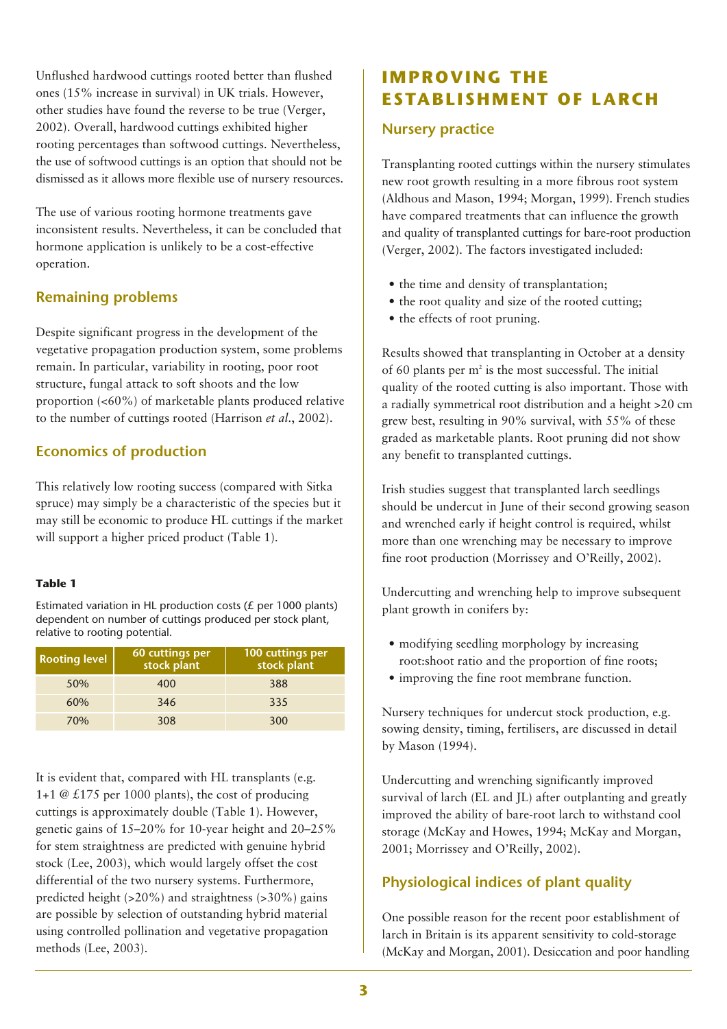Unflushed hardwood cuttings rooted better than flushed ones (15% increase in survival) in UK trials. However, other studies have found the reverse to be true (Verger, 2002). Overall, hardwood cuttings exhibited higher rooting percentages than softwood cuttings. Nevertheless, the use of softwood cuttings is an option that should not be dismissed as it allows more flexible use of nursery resources.

The use of various rooting hormone treatments gave inconsistent results. Nevertheless, it can be concluded that hormone application is unlikely to be a cost-effective operation.

## Remaining problems

Despite significant progress in the development of the vegetative propagation production system, some problems remain. In particular, variability in rooting, poor root structure, fungal attack to soft shoots and the low proportion (<60%) of marketable plants produced relative to the number of cuttings rooted (Harrison *et al*., 2002).

## Economics of production

This relatively low rooting success (compared with Sitka spruce) may simply be a characteristic of the species but it may still be economic to produce HL cuttings if the market will support a higher priced product (Table 1).

**Table 1**

Estimated variation in HL production costs (£ per 1000 plants) dependent on number of cuttings produced per stock plant, relative to rooting potential.

| Rooting level | 60 cuttings per stock plant | 100 cuttings per stock plant |
|---|---|---|
| 50% | 400 | 388 |
| 60% | 346 | 335 |
| 70% | 308 | 300 |

It is evident that, compared with HL transplants (e.g. 1+1 @ £175 per 1000 plants), the cost of producing cuttings is approximately double (Table 1). However, genetic gains of 15–20% for 10-year height and 20–25% for stem straightness are predicted with genuine hybrid stock (Lee, 2003), which would largely offset the cost differential of the two nursery systems. Furthermore, predicted height (>20%) and straightness (>30%) gains are possible by selection of outstanding hybrid material using controlled pollination and vegetative propagation methods (Lee, 2003).

# IMPROVING THE ESTABLISHMENT OF LARCH

## Nursery practice

Transplanting rooted cuttings within the nursery stimulates new root growth resulting in a more fibrous root system (Aldhous and Mason, 1994; Morgan, 1999). French studies have compared treatments that can influence the growth and quality of transplanted cuttings for bare-root production (Verger, 2002). The factors investigated included:

- the time and density of transplantation;
- the root quality and size of the rooted cutting;
- the effects of root pruning.

Results showed that transplanting in October at a density of 60 plants per m$^2$ is the most successful. The initial quality of the rooted cutting is also important. Those with a radially symmetrical root distribution and a height >20 cm grew best, resulting in 90% survival, with 55% of these graded as marketable plants. Root pruning did not show any benefit to transplanted cuttings.

Irish studies suggest that transplanted larch seedlings should be undercut in June of their second growing season and wrenched early if height control is required, whilst more than one wrenching may be necessary to improve fine root production (Morrissey and O'Reilly, 2002).

Undercutting and wrenching help to improve subsequent plant growth in conifers by:

- modifying seedling morphology by increasing root:shoot ratio and the proportion of fine roots;
- improving the fine root membrane function.

Nursery techniques for undercut stock production, e.g. sowing density, timing, fertilisers, are discussed in detail by Mason (1994).

Undercutting and wrenching significantly improved survival of larch (EL and JL) after outplanting and greatly improved the ability of bare-root larch to withstand cool storage (McKay and Howes, 1994; McKay and Morgan, 2001; Morrissey and O'Reilly, 2002).

## Physiological indices of plant quality

One possible reason for the recent poor establishment of larch in Britain is its apparent sensitivity to cold-storage (McKay and Morgan, 2001). Desiccation and poor handling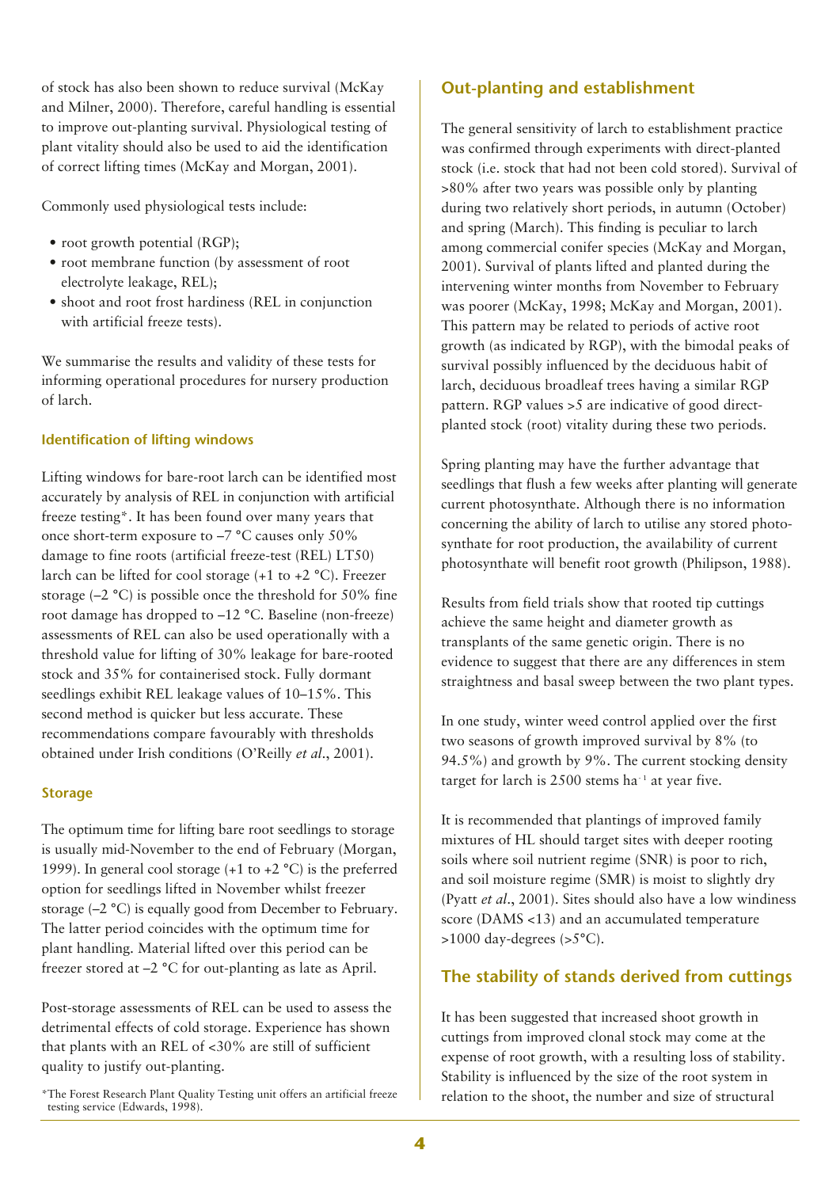of stock has also been shown to reduce survival (McKay and Milner, 2000). Therefore, careful handling is essential to improve out-planting survival. Physiological testing of plant vitality should also be used to aid the identification of correct lifting times (McKay and Morgan, 2001).

Commonly used physiological tests include:

- root growth potential (RGP);
- root membrane function (by assessment of root electrolyte leakage, REL);
- shoot and root frost hardiness (REL in conjunction with artificial freeze tests).

We summarise the results and validity of these tests for informing operational procedures for nursery production of larch.

### Identification of lifting windows

Lifting windows for bare-root larch can be identified most accurately by analysis of REL in conjunction with artificial freeze testing*. It has been found over many years that once short-term exposure to –7 °C causes only 50% damage to fine roots (artificial freeze-test (REL) LT50) larch can be lifted for cool storage (+1 to +2 °C). Freezer storage (–2 °C) is possible once the threshold for 50% fine root damage has dropped to –12 °C. Baseline (non-freeze) assessments of REL can also be used operationally with a threshold value for lifting of 30% leakage for bare-rooted stock and 35% for containerised stock. Fully dormant seedlings exhibit REL leakage values of 10–15%. This second method is quicker but less accurate. These recommendations compare favourably with thresholds obtained under Irish conditions (O'Reilly *et al*., 2001).

### Storage

The optimum time for lifting bare root seedlings to storage is usually mid-November to the end of February (Morgan, 1999). In general cool storage (+1 to +2 °C) is the preferred option for seedlings lifted in November whilst freezer storage (–2 °C) is equally good from December to February. The latter period coincides with the optimum time for plant handling. Material lifted over this period can be freezer stored at –2 °C for out-planting as late as April.

Post-storage assessments of REL can be used to assess the detrimental effects of cold storage. Experience has shown that plants with an REL of <30% are still of sufficient quality to justify out-planting.

*The Forest Research Plant Quality Testing unit offers an artificial freeze testing service (Edwards, 1998).

## Out-planting and establishment

The general sensitivity of larch to establishment practice was confirmed through experiments with direct-planted stock (i.e. stock that had not been cold stored). Survival of >80% after two years was possible only by planting during two relatively short periods, in autumn (October) and spring (March). This finding is peculiar to larch among commercial conifer species (McKay and Morgan, 2001). Survival of plants lifted and planted during the intervening winter months from November to February was poorer (McKay, 1998; McKay and Morgan, 2001). This pattern may be related to periods of active root growth (as indicated by RGP), with the bimodal peaks of survival possibly influenced by the deciduous habit of larch, deciduous broadleaf trees having a similar RGP pattern. RGP values >5 are indicative of good direct-planted stock (root) vitality during these two periods.

Spring planting may have the further advantage that seedlings that flush a few weeks after planting will generate current photosynthate. Although there is no information concerning the ability of larch to utilise any stored photosynthate for root production, the availability of current photosynthate will benefit root growth (Philipson, 1988).

Results from field trials show that rooted tip cuttings achieve the same height and diameter growth as transplants of the same genetic origin. There is no evidence to suggest that there are any differences in stem straightness and basal sweep between the two plant types.

In one study, winter weed control applied over the first two seasons of growth improved survival by 8% (to 94.5%) and growth by 9%. The current stocking density target for larch is 2500 stems ha$^{-1}$ at year five.

It is recommended that plantings of improved family mixtures of HL should target sites with deeper rooting soils where soil nutrient regime (SNR) is poor to rich, and soil moisture regime (SMR) is moist to slightly dry (Pyatt *et al*., 2001). Sites should also have a low windiness score (DAMS <13) and an accumulated temperature >1000 day-degrees (>5°C).

## The stability of stands derived from cuttings

It has been suggested that increased shoot growth in cuttings from improved clonal stock may come at the expense of root growth, with a resulting loss of stability. Stability is influenced by the size of the root system in relation to the shoot, the number and size of structural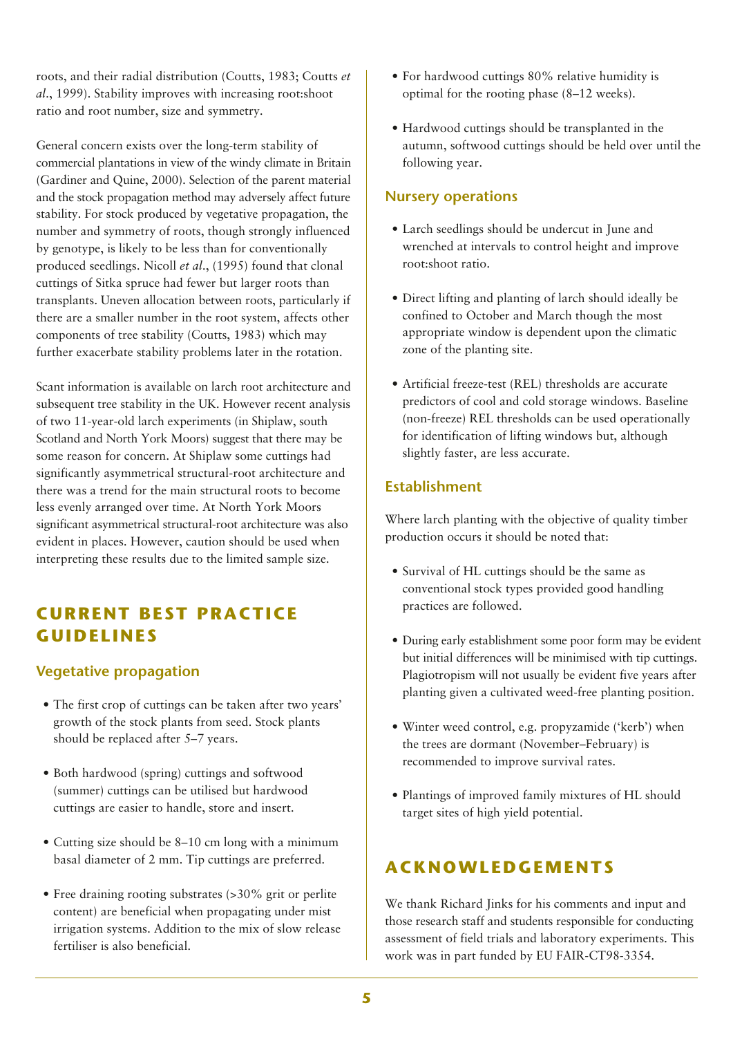roots, and their radial distribution (Coutts, 1983; Coutts *et al*., 1999). Stability improves with increasing root:shoot ratio and root number, size and symmetry.

General concern exists over the long-term stability of commercial plantations in view of the windy climate in Britain (Gardiner and Quine, 2000). Selection of the parent material and the stock propagation method may adversely affect future stability. For stock produced by vegetative propagation, the number and symmetry of roots, though strongly influenced by genotype, is likely to be less than for conventionally produced seedlings. Nicoll *et al*., (1995) found that clonal cuttings of Sitka spruce had fewer but larger roots than transplants. Uneven allocation between roots, particularly if there are a smaller number in the root system, affects other components of tree stability (Coutts, 1983) which may further exacerbate stability problems later in the rotation.

Scant information is available on larch root architecture and subsequent tree stability in the UK. However recent analysis of two 11-year-old larch experiments (in Shiplaw, south Scotland and North York Moors) suggest that there may be some reason for concern. At Shiplaw some cuttings had significantly asymmetrical structural-root architecture and there was a trend for the main structural roots to become less evenly arranged over time. At North York Moors significant asymmetrical structural-root architecture was also evident in places. However, caution should be used when interpreting these results due to the limited sample size.

## CURRENT BEST PRACTICE GUIDELINES

### Vegetative propagation

- The first crop of cuttings can be taken after two years' growth of the stock plants from seed. Stock plants should be replaced after 5–7 years.
- Both hardwood (spring) cuttings and softwood (summer) cuttings can be utilised but hardwood cuttings are easier to handle, store and insert.
- Cutting size should be 8–10 cm long with a minimum basal diameter of 2 mm. Tip cuttings are preferred.
- Free draining rooting substrates (>30% grit or perlite content) are beneficial when propagating under mist irrigation systems. Addition to the mix of slow release fertiliser is also beneficial.
- For hardwood cuttings 80% relative humidity is optimal for the rooting phase (8–12 weeks).
- Hardwood cuttings should be transplanted in the autumn, softwood cuttings should be held over until the following year.

### Nursery operations

- Larch seedlings should be undercut in June and wrenched at intervals to control height and improve root:shoot ratio.
- Direct lifting and planting of larch should ideally be confined to October and March though the most appropriate window is dependent upon the climatic zone of the planting site.
- Artificial freeze-test (REL) thresholds are accurate predictors of cool and cold storage windows. Baseline (non-freeze) REL thresholds can be used operationally for identification of lifting windows but, although slightly faster, are less accurate.

### Establishment

Where larch planting with the objective of quality timber production occurs it should be noted that:

- Survival of HL cuttings should be the same as conventional stock types provided good handling practices are followed.
- During early establishment some poor form may be evident but initial differences will be minimised with tip cuttings. Plagiotropism will not usually be evident five years after planting given a cultivated weed-free planting position.
- Winter weed control, e.g. propyzamide ('kerb') when the trees are dormant (November–February) is recommended to improve survival rates.
- Plantings of improved family mixtures of HL should target sites of high yield potential.

## ACKNOWLEDGEMENTS

We thank Richard Jinks for his comments and input and those research staff and students responsible for conducting assessment of field trials and laboratory experiments. This work was in part funded by EU FAIR-CT98-3354.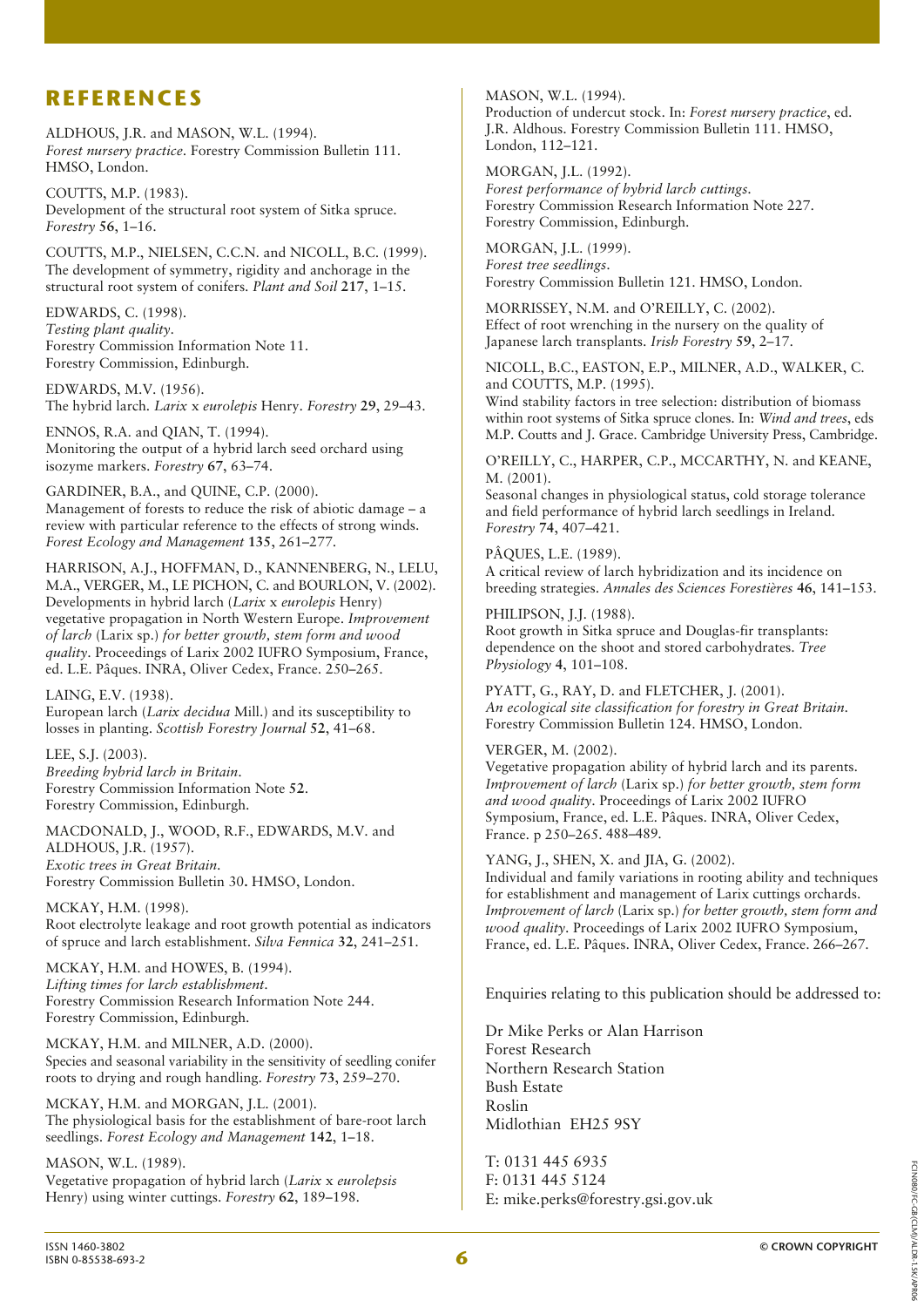## REFERENCES

ALDHOUS, J.R. and MASON, W.L. (1994).
*Forest nursery practice*. Forestry Commission Bulletin 111. HMSO, London.

COUTTS, M.P. (1983).
Development of the structural root system of Sitka spruce. *Forestry* **56**, 1–16.

COUTTS, M.P., NIELSEN, C.C.N. and NICOLL, B.C. (1999).
The development of symmetry, rigidity and anchorage in the structural root system of conifers. *Plant and Soil* **217**, 1–15.

EDWARDS, C. (1998).
*Testing plant quality*.
Forestry Commission Information Note 11.
Forestry Commission, Edinburgh.

EDWARDS, M.V. (1956).
The hybrid larch. *Larix* x *eurolepis* Henry. *Forestry* **29**, 29–43.

ENNOS, R.A. and QIAN, T. (1994).
Monitoring the output of a hybrid larch seed orchard using isozyme markers. *Forestry* **67**, 63–74.

GARDINER, B.A., and QUINE, C.P. (2000).
Management of forests to reduce the risk of abiotic damage – a review with particular reference to the effects of strong winds. *Forest Ecology and Management* **135**, 261–277.

HARRISON, A.J., HOFFMAN, D., KANNENBERG, N., LELU, M.A., VERGER, M., LE PICHON, C. and BOURLON, V. (2002).
Developments in hybrid larch (*Larix* x *eurolepis* Henry) vegetative propagation in North Western Europe. *Improvement of larch* (Larix sp.) *for better growth, stem form and wood quality*. Proceedings of Larix 2002 IUFRO Symposium, France, ed. L.E. Pâques. INRA, Oliver Cedex, France. 250–265.

LAING, E.V. (1938).
European larch (*Larix decidua* Mill.) and its susceptibility to losses in planting. *Scottish Forestry Journal* **52**, 41–68.

LEE, S.J. (2003).
*Breeding hybrid larch in Britain*.
Forestry Commission Information Note **52**.
Forestry Commission, Edinburgh.

MACDONALD, J., WOOD, R.F., EDWARDS, M.V. and ALDHOUS, J.R. (1957).
*Exotic trees in Great Britain*.
Forestry Commission Bulletin 30**.** HMSO, London.

MCKAY, H.M. (1998).
Root electrolyte leakage and root growth potential as indicators of spruce and larch establishment. *Silva Fennica* **32**, 241–251.

MCKAY, H.M. and HOWES, B. (1994).
*Lifting times for larch establishment*.
Forestry Commission Research Information Note 244.
Forestry Commission, Edinburgh.

MCKAY, H.M. and MILNER, A.D. (2000).
Species and seasonal variability in the sensitivity of seedling conifer roots to drying and rough handling. *Forestry* **73**, 259–270.

MCKAY, H.M. and MORGAN, J.L. (2001).
The physiological basis for the establishment of bare-root larch seedlings. *Forest Ecology and Management* **142**, 1–18.

MASON, W.L. (1989).
Vegetative propagation of hybrid larch (*Larix* x *eurolepsis* Henry) using winter cuttings. *Forestry* **62**, 189–198.

MASON, W.L. (1994).
Production of undercut stock. In: *Forest nursery practice*, ed. J.R. Aldhous. Forestry Commission Bulletin 111. HMSO, London, 112–121.

MORGAN, J.L. (1992).
*Forest performance of hybrid larch cuttings*.
Forestry Commission Research Information Note 227.
Forestry Commission, Edinburgh.

MORGAN, J.L. (1999).
*Forest tree seedlings*.
Forestry Commission Bulletin 121. HMSO, London.

MORRISSEY, N.M. and O'REILLY, C. (2002).
Effect of root wrenching in the nursery on the quality of Japanese larch transplants. *Irish Forestry* **59**, 2–17.

NICOLL, B.C., EASTON, E.P., MILNER, A.D., WALKER, C. and COUTTS, M.P. (1995).
Wind stability factors in tree selection: distribution of biomass within root systems of Sitka spruce clones. In: *Wind and trees*, eds M.P. Coutts and J. Grace. Cambridge University Press, Cambridge.

O'REILLY, C., HARPER, C.P., MCCARTHY, N. and KEANE, M. (2001).
Seasonal changes in physiological status, cold storage tolerance and field performance of hybrid larch seedlings in Ireland. *Forestry* **74**, 407–421.

PÂQUES, L.E. (1989).
A critical review of larch hybridization and its incidence on breeding strategies. *Annales des Sciences Forestières* **46**, 141–153.

PHILIPSON, J.J. (1988).
Root growth in Sitka spruce and Douglas-fir transplants: dependence on the shoot and stored carbohydrates. *Tree Physiology* **4**, 101–108.

PYATT, G., RAY, D. and FLETCHER, J. (2001).
*An ecological site classification for forestry in Great Britain*. Forestry Commission Bulletin 124. HMSO, London.

VERGER, M. (2002).
Vegetative propagation ability of hybrid larch and its parents. *Improvement of larch* (Larix sp.) *for better growth, stem form and wood quality*. Proceedings of Larix 2002 IUFRO Symposium, France, ed. L.E. Pâques. INRA, Oliver Cedex, France. p 250–265. 488–489.

YANG, J., SHEN, X. and JIA, G. (2002).
Individual and family variations in rooting ability and techniques for establishment and management of Larix cuttings orchards. *Improvement of larch* (Larix sp.) *for better growth, stem form and wood quality*. Proceedings of Larix 2002 IUFRO Symposium, France, ed. L.E. Pâques. INRA, Oliver Cedex, France. 266–267.

Enquiries relating to this publication should be addressed to:

Dr Mike Perks or Alan Harrison
Forest Research
Northern Research Station
Bush Estate
Roslin
Midlothian EH25 9SY

T: 0131 445 6935
F: 0131 445 5124
E: mike.perks@forestry.gsi.gov.uk

ISSN 1460-3802
ISBN 0-85538-693-2

© CROWN COPYRIGHT

FCIN080/FC-GB(CLM)/ALDR-1.5K/APR06